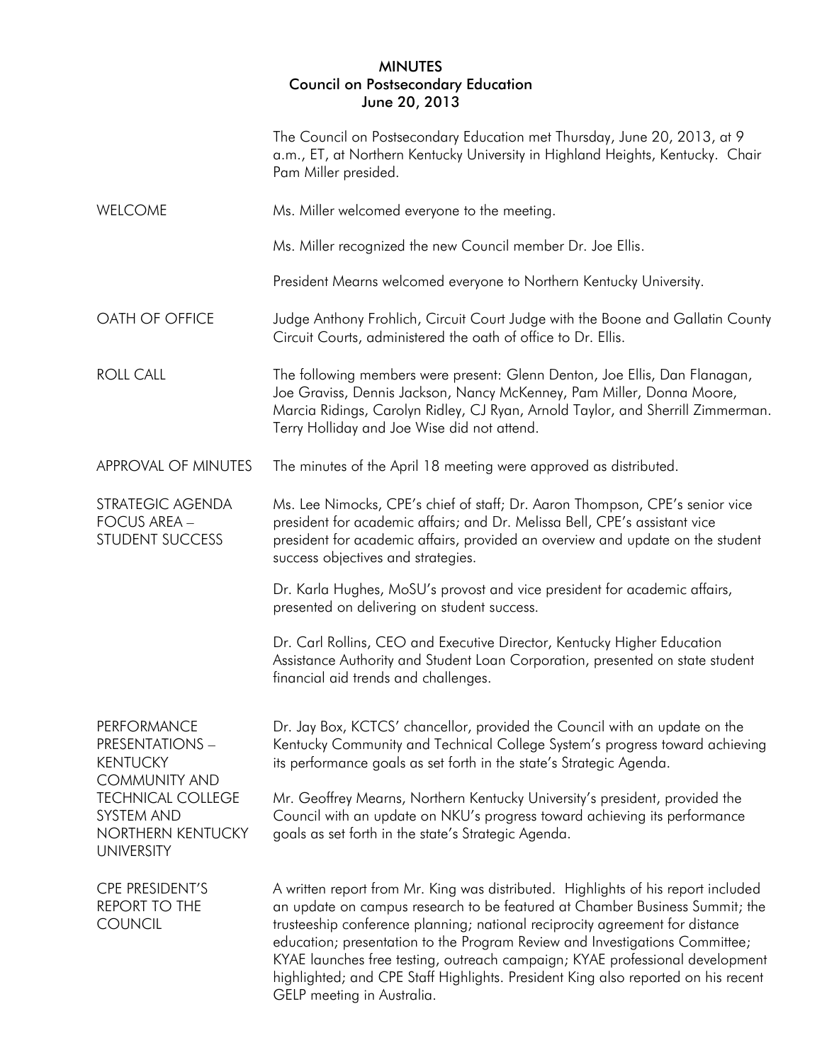# MINUTES
## Council on Postsecondary Education
### June 20, 2013

The Council on Postsecondary Education met Thursday, June 20, 2013, at 9 a.m., ET, at Northern Kentucky University in Highland Heights, Kentucky. Chair Pam Miller presided.

**WELCOME**

Ms. Miller welcomed everyone to the meeting.

Ms. Miller recognized the new Council member Dr. Joe Ellis.

President Mearns welcomed everyone to Northern Kentucky University.

**OATH OF OFFICE**

Judge Anthony Frohlich, Circuit Court Judge with the Boone and Gallatin County Circuit Courts, administered the oath of office to Dr. Ellis.

**ROLL CALL**

The following members were present: Glenn Denton, Joe Ellis, Dan Flanagan, Joe Graviss, Dennis Jackson, Nancy McKenney, Pam Miller, Donna Moore, Marcia Ridings, Carolyn Ridley, CJ Ryan, Arnold Taylor, and Sherrill Zimmerman. Terry Holliday and Joe Wise did not attend.

**APPROVAL OF MINUTES**

The minutes of the April 18 meeting were approved as distributed.

**STRATEGIC AGENDA FOCUS AREA – STUDENT SUCCESS**

Ms. Lee Nimocks, CPE's chief of staff; Dr. Aaron Thompson, CPE's senior vice president for academic affairs; and Dr. Melissa Bell, CPE's assistant vice president for academic affairs, provided an overview and update on the student success objectives and strategies.

Dr. Karla Hughes, MoSU's provost and vice president for academic affairs, presented on delivering on student success.

Dr. Carl Rollins, CEO and Executive Director, Kentucky Higher Education Assistance Authority and Student Loan Corporation, presented on state student financial aid trends and challenges.

**PERFORMANCE PRESENTATIONS – KENTUCKY COMMUNITY AND TECHNICAL COLLEGE SYSTEM AND NORTHERN KENTUCKY UNIVERSITY**

Dr. Jay Box, KCTCS' chancellor, provided the Council with an update on the Kentucky Community and Technical College System's progress toward achieving its performance goals as set forth in the state's Strategic Agenda.

Mr. Geoffrey Mearns, Northern Kentucky University's president, provided the Council with an update on NKU's progress toward achieving its performance goals as set forth in the state's Strategic Agenda.

**CPE PRESIDENT'S REPORT TO THE COUNCIL**

A written report from Mr. King was distributed. Highlights of his report included an update on campus research to be featured at Chamber Business Summit; the trusteeship conference planning; national reciprocity agreement for distance education; presentation to the Program Review and Investigations Committee; KYAE launches free testing, outreach campaign; KYAE professional development highlighted; and CPE Staff Highlights. President King also reported on his recent GELP meeting in Australia.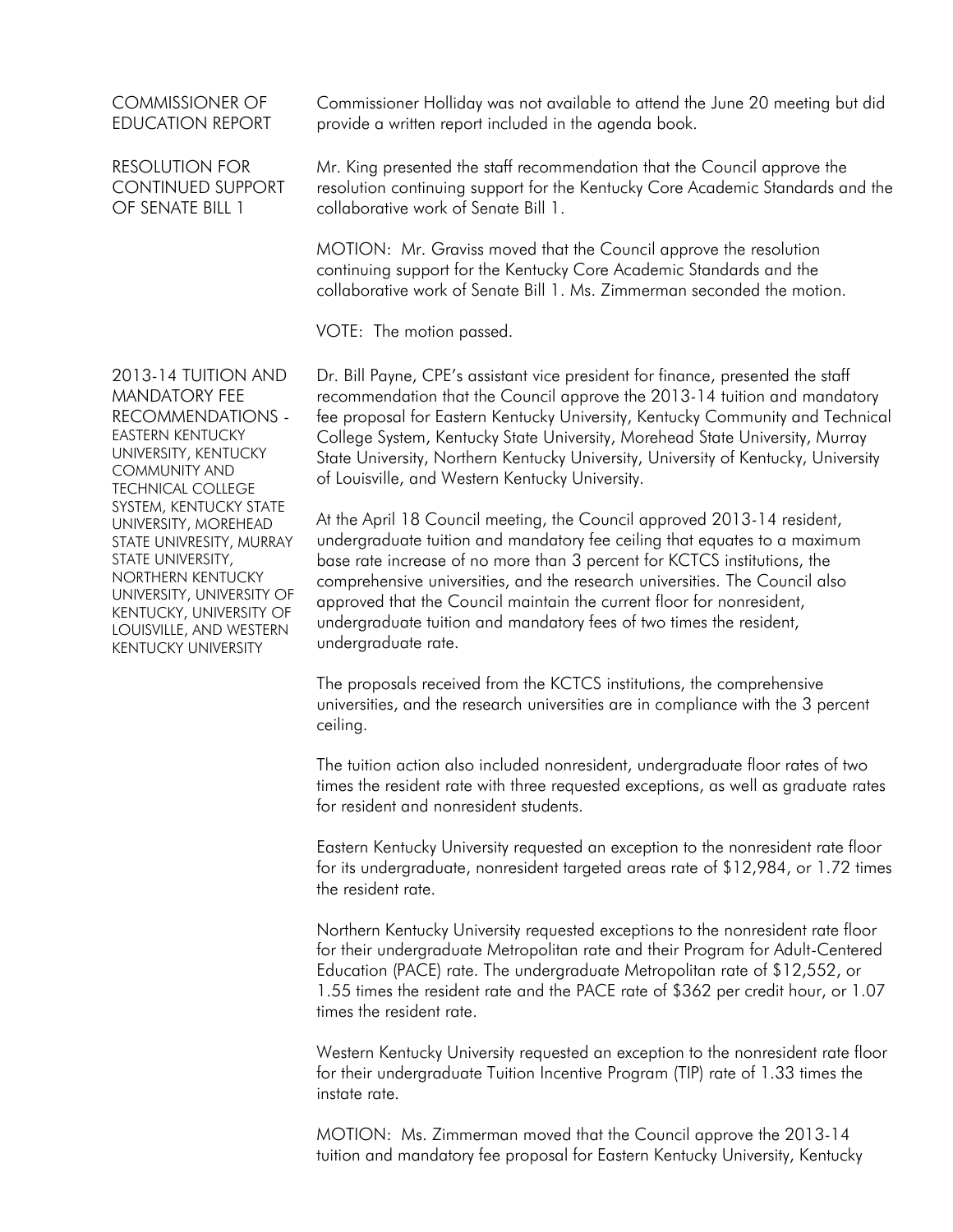## COMMISSIONER OF EDUCATION REPORT

Commissioner Holliday was not available to attend the June 20 meeting but did provide a written report included in the agenda book.

## RESOLUTION FOR CONTINUED SUPPORT OF SENATE BILL 1

Mr. King presented the staff recommendation that the Council approve the resolution continuing support for the Kentucky Core Academic Standards and the collaborative work of Senate Bill 1.

MOTION: Mr. Graviss moved that the Council approve the resolution continuing support for the Kentucky Core Academic Standards and the collaborative work of Senate Bill 1. Ms. Zimmerman seconded the motion.

VOTE: The motion passed.

## 2013-14 TUITION AND MANDATORY FEE RECOMMENDATIONS - EASTERN KENTUCKY UNIVERSITY, KENTUCKY COMMUNITY AND TECHNICAL COLLEGE SYSTEM, KENTUCKY STATE UNIVERSITY, MOREHEAD STATE UNIVRESITY, MURRAY STATE UNIVERSITY, NORTHERN KENTUCKY UNIVERSITY, UNIVERSITY OF KENTUCKY, UNIVERSITY OF LOUISVILLE, AND WESTERN KENTUCKY UNIVERSITY

Dr. Bill Payne, CPE's assistant vice president for finance, presented the staff recommendation that the Council approve the 2013-14 tuition and mandatory fee proposal for Eastern Kentucky University, Kentucky Community and Technical College System, Kentucky State University, Morehead State University, Murray State University, Northern Kentucky University, University of Kentucky, University of Louisville, and Western Kentucky University.

At the April 18 Council meeting, the Council approved 2013-14 resident, undergraduate tuition and mandatory fee ceiling that equates to a maximum base rate increase of no more than 3 percent for KCTCS institutions, the comprehensive universities, and the research universities. The Council also approved that the Council maintain the current floor for nonresident, undergraduate tuition and mandatory fees of two times the resident, undergraduate rate.

The proposals received from the KCTCS institutions, the comprehensive universities, and the research universities are in compliance with the 3 percent ceiling.

The tuition action also included nonresident, undergraduate floor rates of two times the resident rate with three requested exceptions, as well as graduate rates for resident and nonresident students.

Eastern Kentucky University requested an exception to the nonresident rate floor for its undergraduate, nonresident targeted areas rate of $12,984, or 1.72 times the resident rate.

Northern Kentucky University requested exceptions to the nonresident rate floor for their undergraduate Metropolitan rate and their Program for Adult-Centered Education (PACE) rate. The undergraduate Metropolitan rate of $12,552, or 1.55 times the resident rate and the PACE rate of $362 per credit hour, or 1.07 times the resident rate.

Western Kentucky University requested an exception to the nonresident rate floor for their undergraduate Tuition Incentive Program (TIP) rate of 1.33 times the instate rate.

MOTION: Ms. Zimmerman moved that the Council approve the 2013-14 tuition and mandatory fee proposal for Eastern Kentucky University, Kentucky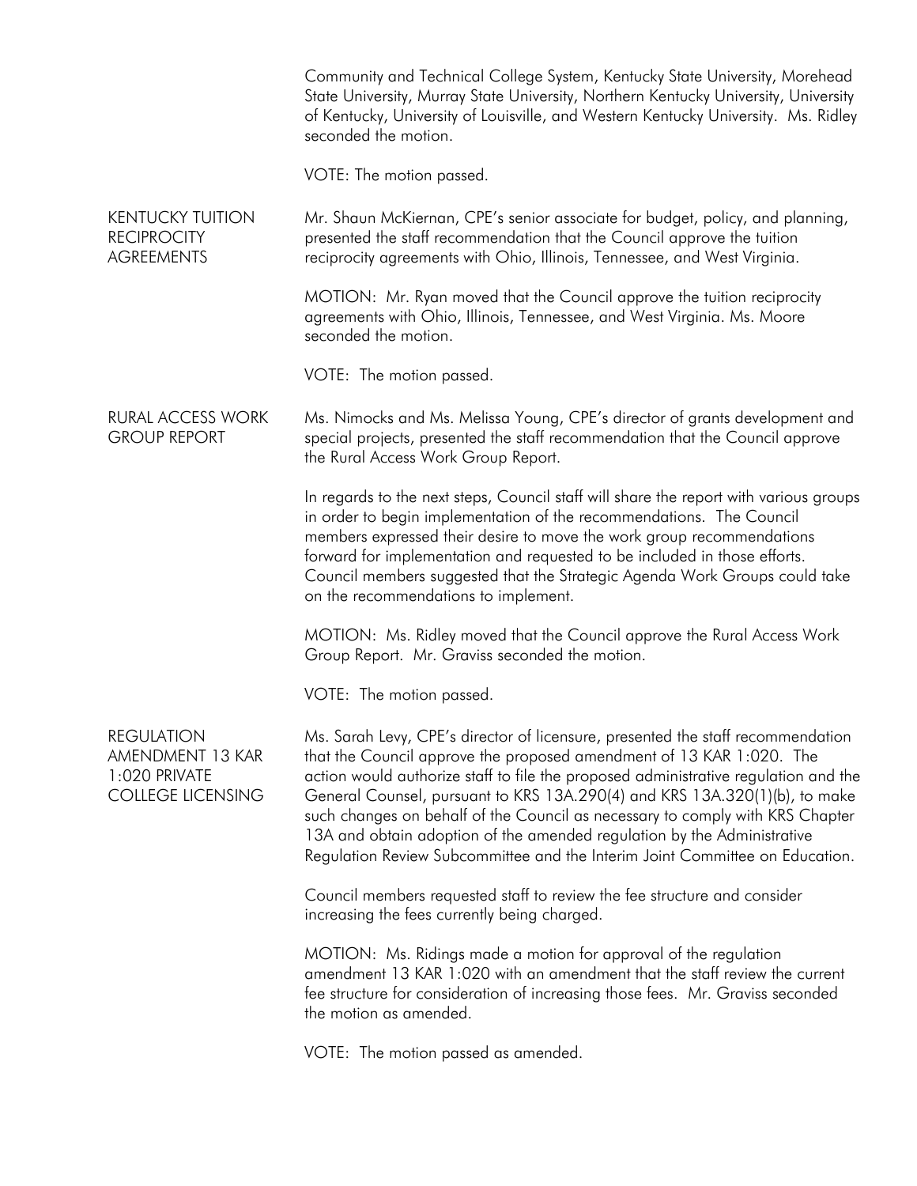Community and Technical College System, Kentucky State University, Morehead State University, Murray State University, Northern Kentucky University, University of Kentucky, University of Louisville, and Western Kentucky University. Ms. Ridley seconded the motion.

VOTE: The motion passed.

**KENTUCKY TUITION RECIPROCITY AGREEMENTS**

Mr. Shaun McKiernan, CPE's senior associate for budget, policy, and planning, presented the staff recommendation that the Council approve the tuition reciprocity agreements with Ohio, Illinois, Tennessee, and West Virginia.

MOTION: Mr. Ryan moved that the Council approve the tuition reciprocity agreements with Ohio, Illinois, Tennessee, and West Virginia. Ms. Moore seconded the motion.

VOTE: The motion passed.

**RURAL ACCESS WORK GROUP REPORT**

Ms. Nimocks and Ms. Melissa Young, CPE's director of grants development and special projects, presented the staff recommendation that the Council approve the Rural Access Work Group Report.

In regards to the next steps, Council staff will share the report with various groups in order to begin implementation of the recommendations. The Council members expressed their desire to move the work group recommendations forward for implementation and requested to be included in those efforts. Council members suggested that the Strategic Agenda Work Groups could take on the recommendations to implement.

MOTION: Ms. Ridley moved that the Council approve the Rural Access Work Group Report. Mr. Graviss seconded the motion.

VOTE: The motion passed.

**REGULATION AMENDMENT 13 KAR 1:020 PRIVATE COLLEGE LICENSING**

Ms. Sarah Levy, CPE's director of licensure, presented the staff recommendation that the Council approve the proposed amendment of 13 KAR 1:020. The action would authorize staff to file the proposed administrative regulation and the General Counsel, pursuant to KRS 13A.290(4) and KRS 13A.320(1)(b), to make such changes on behalf of the Council as necessary to comply with KRS Chapter 13A and obtain adoption of the amended regulation by the Administrative Regulation Review Subcommittee and the Interim Joint Committee on Education.

Council members requested staff to review the fee structure and consider increasing the fees currently being charged.

MOTION: Ms. Ridings made a motion for approval of the regulation amendment 13 KAR 1:020 with an amendment that the staff review the current fee structure for consideration of increasing those fees. Mr. Graviss seconded the motion as amended.

VOTE: The motion passed as amended.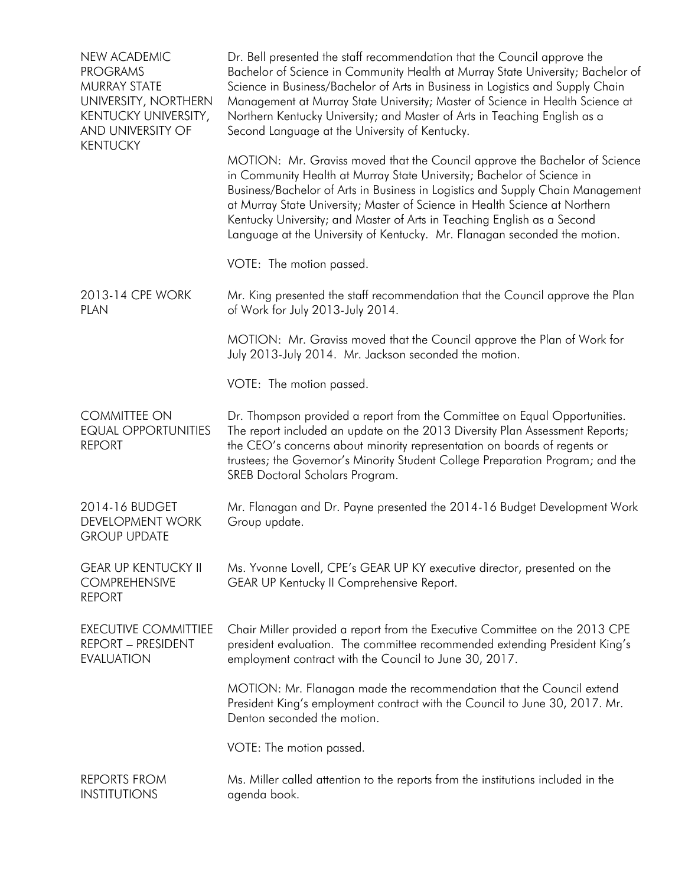**NEW ACADEMIC PROGRAMS MURRAY STATE UNIVERSITY, NORTHERN KENTUCKY UNIVERSITY, AND UNIVERSITY OF KENTUCKY**

Dr. Bell presented the staff recommendation that the Council approve the Bachelor of Science in Community Health at Murray State University; Bachelor of Science in Business/Bachelor of Arts in Business in Logistics and Supply Chain Management at Murray State University; Master of Science in Health Science at Northern Kentucky University; and Master of Arts in Teaching English as a Second Language at the University of Kentucky.

MOTION: Mr. Graviss moved that the Council approve the Bachelor of Science in Community Health at Murray State University; Bachelor of Science in Business/Bachelor of Arts in Business in Logistics and Supply Chain Management at Murray State University; Master of Science in Health Science at Northern Kentucky University; and Master of Arts in Teaching English as a Second Language at the University of Kentucky. Mr. Flanagan seconded the motion.

VOTE: The motion passed.

**2013-14 CPE WORK PLAN**

Mr. King presented the staff recommendation that the Council approve the Plan of Work for July 2013-July 2014.

MOTION: Mr. Graviss moved that the Council approve the Plan of Work for July 2013-July 2014. Mr. Jackson seconded the motion.

VOTE: The motion passed.

**COMMITTEE ON EQUAL OPPORTUNITIES REPORT**

Dr. Thompson provided a report from the Committee on Equal Opportunities. The report included an update on the 2013 Diversity Plan Assessment Reports; the CEO's concerns about minority representation on boards of regents or trustees; the Governor's Minority Student College Preparation Program; and the SREB Doctoral Scholars Program.

**2014-16 BUDGET DEVELOPMENT WORK GROUP UPDATE**

Mr. Flanagan and Dr. Payne presented the 2014-16 Budget Development Work Group update.

**GEAR UP KENTUCKY II COMPREHENSIVE REPORT**

Ms. Yvonne Lovell, CPE's GEAR UP KY executive director, presented on the GEAR UP Kentucky II Comprehensive Report.

**EXECUTIVE COMMITTIEE REPORT – PRESIDENT EVALUATION**

Chair Miller provided a report from the Executive Committee on the 2013 CPE president evaluation. The committee recommended extending President King's employment contract with the Council to June 30, 2017.

MOTION: Mr. Flanagan made the recommendation that the Council extend President King's employment contract with the Council to June 30, 2017. Mr. Denton seconded the motion.

VOTE: The motion passed.

**REPORTS FROM INSTITUTIONS**

Ms. Miller called attention to the reports from the institutions included in the agenda book.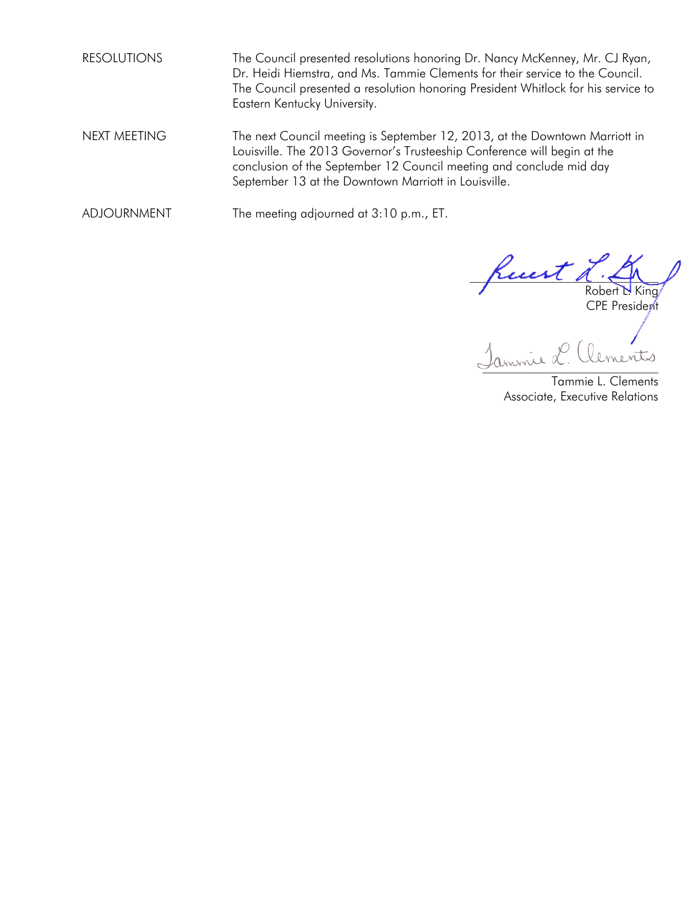RESOLUTIONS

The Council presented resolutions honoring Dr. Nancy McKenney, Mr. CJ Ryan, Dr. Heidi Hiemstra, and Ms. Tammie Clements for their service to the Council. The Council presented a resolution honoring President Whitlock for his service to Eastern Kentucky University.

NEXT MEETING

The next Council meeting is September 12, 2013, at the Downtown Marriott in Louisville. The 2013 Governor's Trusteeship Conference will begin at the conclusion of the September 12 Council meeting and conclude mid day September 13 at the Downtown Marriott in Louisville.

ADJOURNMENT

The meeting adjourned at 3:10 p.m., ET.

Robert L. King
CPE President

Tammie L. Clements
Associate, Executive Relations